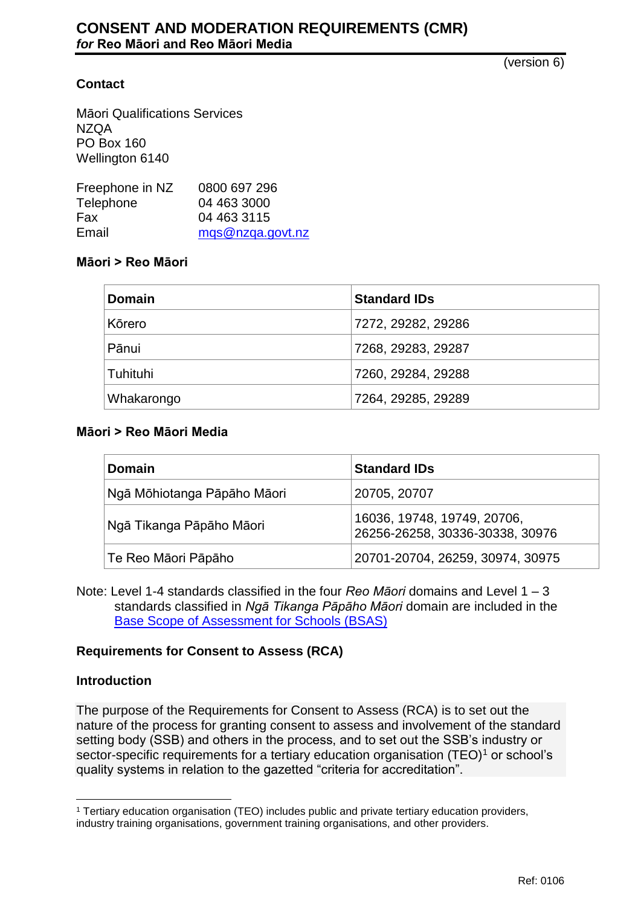# CONSENT AND MODERATION REQUIREMENTS (CMR)
***for* Reo Māori and Reo Māori Media**

(version 6)

**Contact**

Māori Qualifications Services
NZQA
PO Box 160
Wellington 6140

| | |
|---|---|
| Freephone in NZ | 0800 697 296 |
| Telephone | 04 463 3000 |
| Fax | 04 463 3115 |
| Email | mqs@nzqa.govt.nz |

**Māori > Reo Māori**

| Domain | Standard IDs |
|---|---|
| Kōrero | 7272, 29282, 29286 |
| Pānui | 7268, 29283, 29287 |
| Tuhituhi | 7260, 29284, 29288 |
| Whakarongo | 7264, 29285, 29289 |

**Māori > Reo Māori Media**

| Domain | Standard IDs |
|---|---|
| Ngā Mōhiotanga Pāpāho Māori | 20705, 20707 |
| Ngā Tikanga Pāpāho Māori | 16036, 19748, 19749, 20706, 26256-26258, 30336-30338, 30976 |
| Te Reo Māori Pāpāho | 20701-20704, 26259, 30974, 30975 |

Note: Level 1-4 standards classified in the four *Reo Māori* domains and Level 1 – 3 standards classified in *Ngā Tikanga Pāpāho Māori* domain are included in the Base Scope of Assessment for Schools (BSAS)

## Requirements for Consent to Assess (RCA)

### Introduction

The purpose of the Requirements for Consent to Assess (RCA) is to set out the nature of the process for granting consent to assess and involvement of the standard setting body (SSB) and others in the process, and to set out the SSB's industry or sector-specific requirements for a tertiary education organisation (TEO)[1] or school's quality systems in relation to the gazetted "criteria for accreditation".

[1] Tertiary education organisation (TEO) includes public and private tertiary education providers, industry training organisations, government training organisations, and other providers.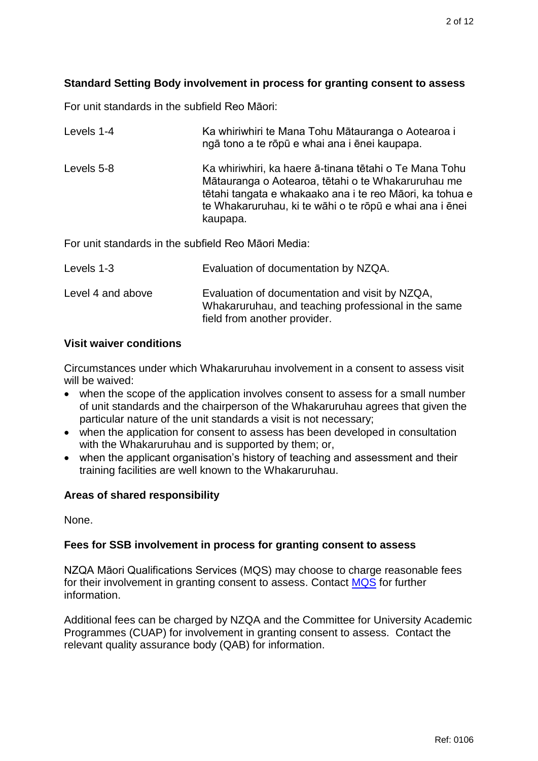**Standard Setting Body involvement in process for granting consent to assess**

For unit standards in the subfield Reo Māori:

| | |
|---|---|
| Levels 1-4 | Ka whiriwhiri te Mana Tohu Mātauranga o Aotearoa i ngā tono a te rōpū e whai ana i ēnei kaupapa. |
| Levels 5-8 | Ka whiriwhiri, ka haere ā-tinana tētahi o Te Mana Tohu Mātauranga o Aotearoa, tētahi o te Whakaruruhau me tētahi tangata e whakaako ana i te reo Māori, ka tohua e te Whakaruruhau, ki te wāhi o te rōpū e whai ana i ēnei kaupapa. |

For unit standards in the subfield Reo Māori Media:

| | |
|---|---|
| Levels 1-3 | Evaluation of documentation by NZQA. |
| Level 4 and above | Evaluation of documentation and visit by NZQA, Whakaruruhau, and teaching professional in the same field from another provider. |

**Visit waiver conditions**

Circumstances under which Whakaruruhau involvement in a consent to assess visit will be waived:

- when the scope of the application involves consent to assess for a small number of unit standards and the chairperson of the Whakaruruhau agrees that given the particular nature of the unit standards a visit is not necessary;
- when the application for consent to assess has been developed in consultation with the Whakaruruhau and is supported by them; or,
- when the applicant organisation's history of teaching and assessment and their training facilities are well known to the Whakaruruhau.

**Areas of shared responsibility**

None.

**Fees for SSB involvement in process for granting consent to assess**

NZQA Māori Qualifications Services (MQS) may choose to charge reasonable fees for their involvement in granting consent to assess. Contact MQS for further information.

Additional fees can be charged by NZQA and the Committee for University Academic Programmes (CUAP) for involvement in granting consent to assess. Contact the relevant quality assurance body (QAB) for information.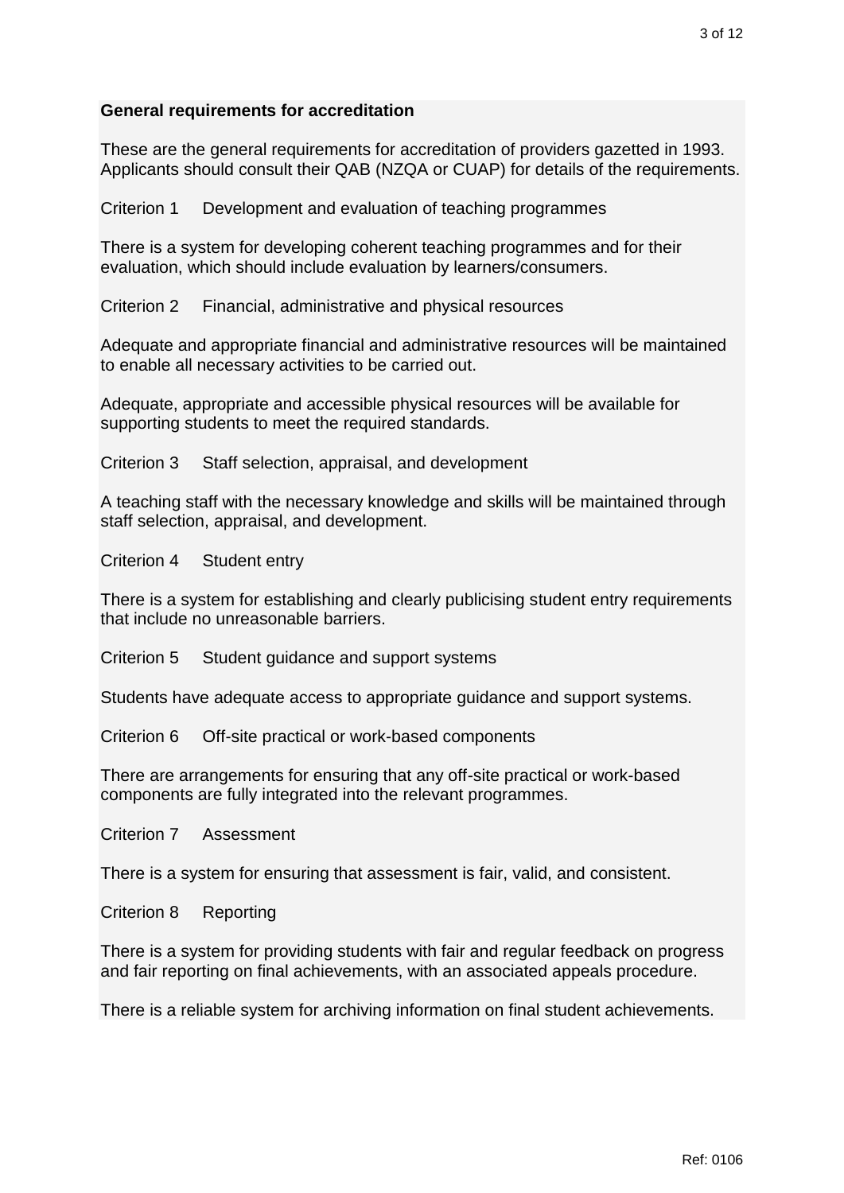**General requirements for accreditation**

These are the general requirements for accreditation of providers gazetted in 1993. Applicants should consult their QAB (NZQA or CUAP) for details of the requirements.

Criterion 1 Development and evaluation of teaching programmes

There is a system for developing coherent teaching programmes and for their evaluation, which should include evaluation by learners/consumers.

Criterion 2 Financial, administrative and physical resources

Adequate and appropriate financial and administrative resources will be maintained to enable all necessary activities to be carried out.

Adequate, appropriate and accessible physical resources will be available for supporting students to meet the required standards.

Criterion 3 Staff selection, appraisal, and development

A teaching staff with the necessary knowledge and skills will be maintained through staff selection, appraisal, and development.

Criterion 4 Student entry

There is a system for establishing and clearly publicising student entry requirements that include no unreasonable barriers.

Criterion 5 Student guidance and support systems

Students have adequate access to appropriate guidance and support systems.

Criterion 6 Off-site practical or work-based components

There are arrangements for ensuring that any off-site practical or work-based components are fully integrated into the relevant programmes.

Criterion 7 Assessment

There is a system for ensuring that assessment is fair, valid, and consistent.

Criterion 8 Reporting

There is a system for providing students with fair and regular feedback on progress and fair reporting on final achievements, with an associated appeals procedure.

There is a reliable system for archiving information on final student achievements.

Ref: 0106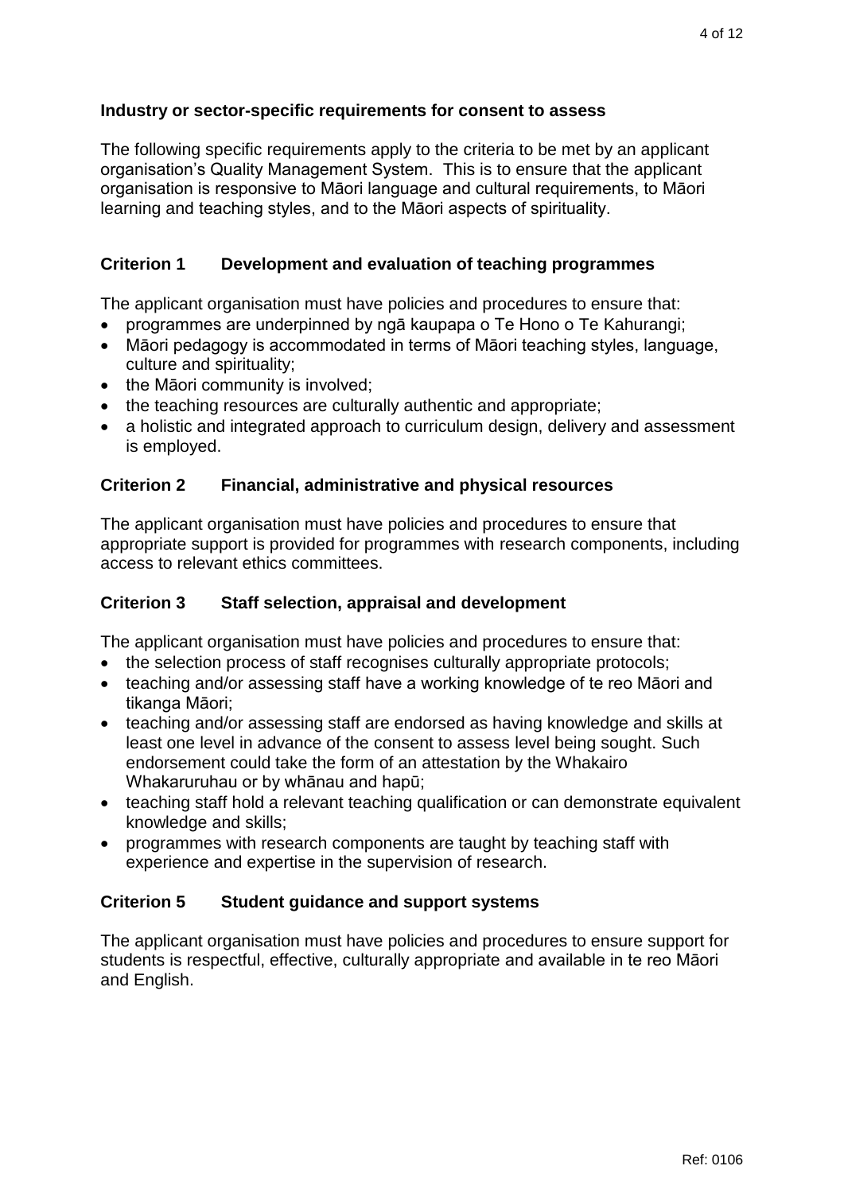## Industry or sector-specific requirements for consent to assess

The following specific requirements apply to the criteria to be met by an applicant organisation's Quality Management System. This is to ensure that the applicant organisation is responsive to Māori language and cultural requirements, to Māori learning and teaching styles, and to the Māori aspects of spirituality.

### Criterion 1 Development and evaluation of teaching programmes

The applicant organisation must have policies and procedures to ensure that:

- programmes are underpinned by ngā kaupapa o Te Hono o Te Kahurangi;
- Māori pedagogy is accommodated in terms of Māori teaching styles, language, culture and spirituality;
- the Māori community is involved;
- the teaching resources are culturally authentic and appropriate;
- a holistic and integrated approach to curriculum design, delivery and assessment is employed.

### Criterion 2 Financial, administrative and physical resources

The applicant organisation must have policies and procedures to ensure that appropriate support is provided for programmes with research components, including access to relevant ethics committees.

### Criterion 3 Staff selection, appraisal and development

The applicant organisation must have policies and procedures to ensure that:

- the selection process of staff recognises culturally appropriate protocols;
- teaching and/or assessing staff have a working knowledge of te reo Māori and tikanga Māori;
- teaching and/or assessing staff are endorsed as having knowledge and skills at least one level in advance of the consent to assess level being sought. Such endorsement could take the form of an attestation by the Whakairo Whakaruruhau or by whānau and hapū;
- teaching staff hold a relevant teaching qualification or can demonstrate equivalent knowledge and skills;
- programmes with research components are taught by teaching staff with experience and expertise in the supervision of research.

### Criterion 5 Student guidance and support systems

The applicant organisation must have policies and procedures to ensure support for students is respectful, effective, culturally appropriate and available in te reo Māori and English.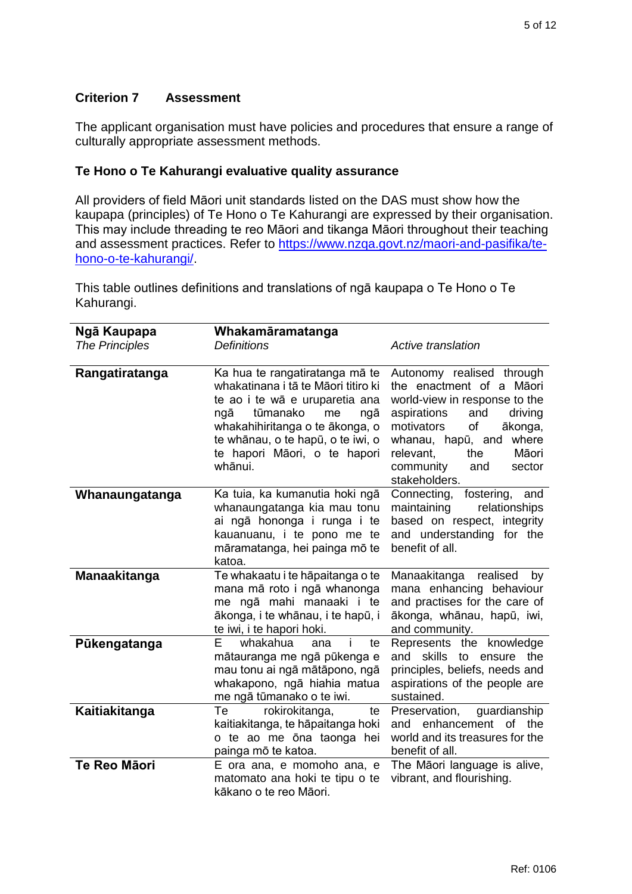## Criterion 7 Assessment

The applicant organisation must have policies and procedures that ensure a range of culturally appropriate assessment methods.

### Te Hono o Te Kahurangi evaluative quality assurance

All providers of field Māori unit standards listed on the DAS must show how the kaupapa (principles) of Te Hono o Te Kahurangi are expressed by their organisation. This may include threading te reo Māori and tikanga Māori throughout their teaching and assessment practices. Refer to [https://www.nzqa.govt.nz/maori-and-pasifika/te-hono-o-te-kahurangi/](https://www.nzqa.govt.nz/maori-and-pasifika/te-hono-o-te-kahurangi/).

This table outlines definitions and translations of ngā kaupapa o Te Hono o Te Kahurangi.

| **Ngā Kaupapa**<br>*The Principles* | **Whakamāramatanga**<br>*Definitions* | *Active translation* |
|---|---|---|
| **Rangatiratanga** | Ka hua te rangatiratanga mā te whakatinana i tā te Māori titiro ki te ao i te wā e uruparetia ana ngā tūmanako me ngā whakahihiritanga o te ākonga, o te whānau, o te hapū, o te iwi, o te hapori Māori, o te hapori whānui. | Autonomy realised through the enactment of a Māori world-view in response to the aspirations and driving motivators of ākonga, whanau, hapū, and where relevant, the Māori community and sector stakeholders. |
| **Whanaungatanga** | Ka tuia, ka kumanutia hoki ngā whanaungatanga kia mau tonu ai ngā hononga i runga i te kauanuanu, i te pono me te māramatanga, hei painga mō te katoa. | Connecting, fostering, and maintaining relationships based on respect, integrity and understanding for the benefit of all. |
| **Manaakitanga** | Te whakaatu i te hāpaitanga o te mana mā roto i ngā whanonga me ngā mahi manaaki i te ākonga, i te whānau, i te hapū, i te iwi, i te hapori hoki. | Manaakitanga realised by mana enhancing behaviour and practises for the care of ākonga, whānau, hapū, iwi, and community. |
| **Pūkengatanga** | E whakahua ana i te mātauranga me ngā pūkenga e mau tonu ai ngā mātāpono, ngā whakapono, ngā hiahia matua me ngā tūmanako o te iwi. | Represents the knowledge and skills to ensure the principles, beliefs, needs and aspirations of the people are sustained. |
| **Kaitiakitanga** | Te rokirokitanga, te kaitiakitanga, te hāpaitanga hoki o te ao me ōna taonga hei painga mō te katoa. | Preservation, guardianship and enhancement of the world and its treasures for the benefit of all. |
| **Te Reo Māori** | E ora ana, e momoho ana, e matomato ana hoki te tipu o te kākano o te reo Māori. | The Māori language is alive, vibrant, and flourishing. |

Ref: 0106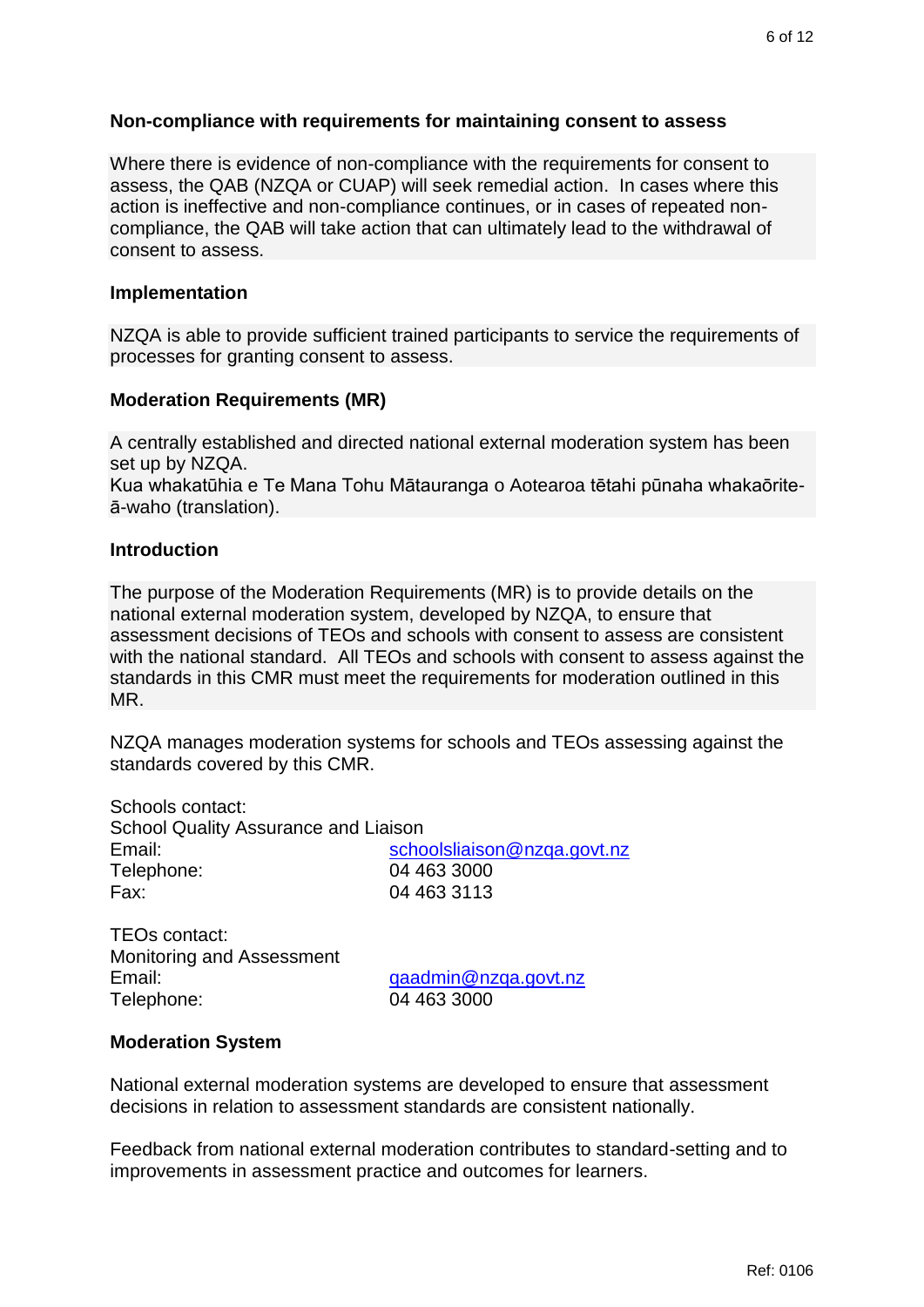**Non-compliance with requirements for maintaining consent to assess**

Where there is evidence of non-compliance with the requirements for consent to assess, the QAB (NZQA or CUAP) will seek remedial action. In cases where this action is ineffective and non-compliance continues, or in cases of repeated non-compliance, the QAB will take action that can ultimately lead to the withdrawal of consent to assess.

**Implementation**

NZQA is able to provide sufficient trained participants to service the requirements of processes for granting consent to assess.

**Moderation Requirements (MR)**

A centrally established and directed national external moderation system has been set up by NZQA.
Kua whakatūhia e Te Mana Tohu Mātauranga o Aotearoa tētahi pūnaha whakaōrite-ā-waho (translation).

**Introduction**

The purpose of the Moderation Requirements (MR) is to provide details on the national external moderation system, developed by NZQA, to ensure that assessment decisions of TEOs and schools with consent to assess are consistent with the national standard. All TEOs and schools with consent to assess against the standards in this CMR must meet the requirements for moderation outlined in this MR.

NZQA manages moderation systems for schools and TEOs assessing against the standards covered by this CMR.

Schools contact:
School Quality Assurance and Liaison

| | |
|---|---|
| Email: | schoolsliaison@nzqa.govt.nz |
| Telephone: | 04 463 3000 |
| Fax: | 04 463 3113 |

TEOs contact:
Monitoring and Assessment

| | |
|---|---|
| Email: | qaadmin@nzqa.govt.nz |
| Telephone: | 04 463 3000 |

**Moderation System**

National external moderation systems are developed to ensure that assessment decisions in relation to assessment standards are consistent nationally.

Feedback from national external moderation contributes to standard-setting and to improvements in assessment practice and outcomes for learners.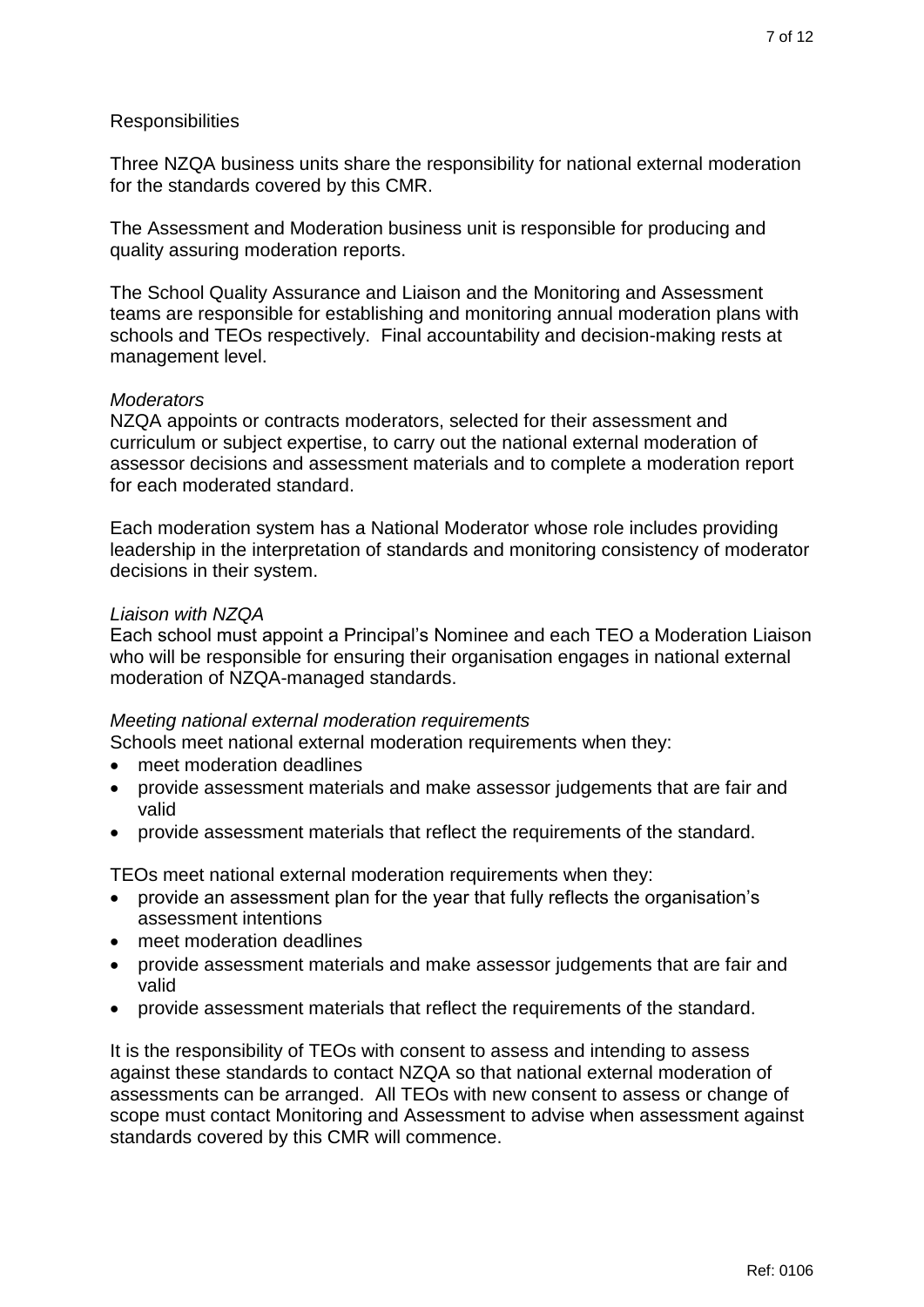## Responsibilities

Three NZQA business units share the responsibility for national external moderation for the standards covered by this CMR.

The Assessment and Moderation business unit is responsible for producing and quality assuring moderation reports.

The School Quality Assurance and Liaison and the Monitoring and Assessment teams are responsible for establishing and monitoring annual moderation plans with schools and TEOs respectively. Final accountability and decision-making rests at management level.

*Moderators*
NZQA appoints or contracts moderators, selected for their assessment and curriculum or subject expertise, to carry out the national external moderation of assessor decisions and assessment materials and to complete a moderation report for each moderated standard.

Each moderation system has a National Moderator whose role includes providing leadership in the interpretation of standards and monitoring consistency of moderator decisions in their system.

*Liaison with NZQA*
Each school must appoint a Principal's Nominee and each TEO a Moderation Liaison who will be responsible for ensuring their organisation engages in national external moderation of NZQA-managed standards.

*Meeting national external moderation requirements*
Schools meet national external moderation requirements when they:

- meet moderation deadlines
- provide assessment materials and make assessor judgements that are fair and valid
- provide assessment materials that reflect the requirements of the standard.

TEOs meet national external moderation requirements when they:

- provide an assessment plan for the year that fully reflects the organisation's assessment intentions
- meet moderation deadlines
- provide assessment materials and make assessor judgements that are fair and valid
- provide assessment materials that reflect the requirements of the standard.

It is the responsibility of TEOs with consent to assess and intending to assess against these standards to contact NZQA so that national external moderation of assessments can be arranged. All TEOs with new consent to assess or change of scope must contact Monitoring and Assessment to advise when assessment against standards covered by this CMR will commence.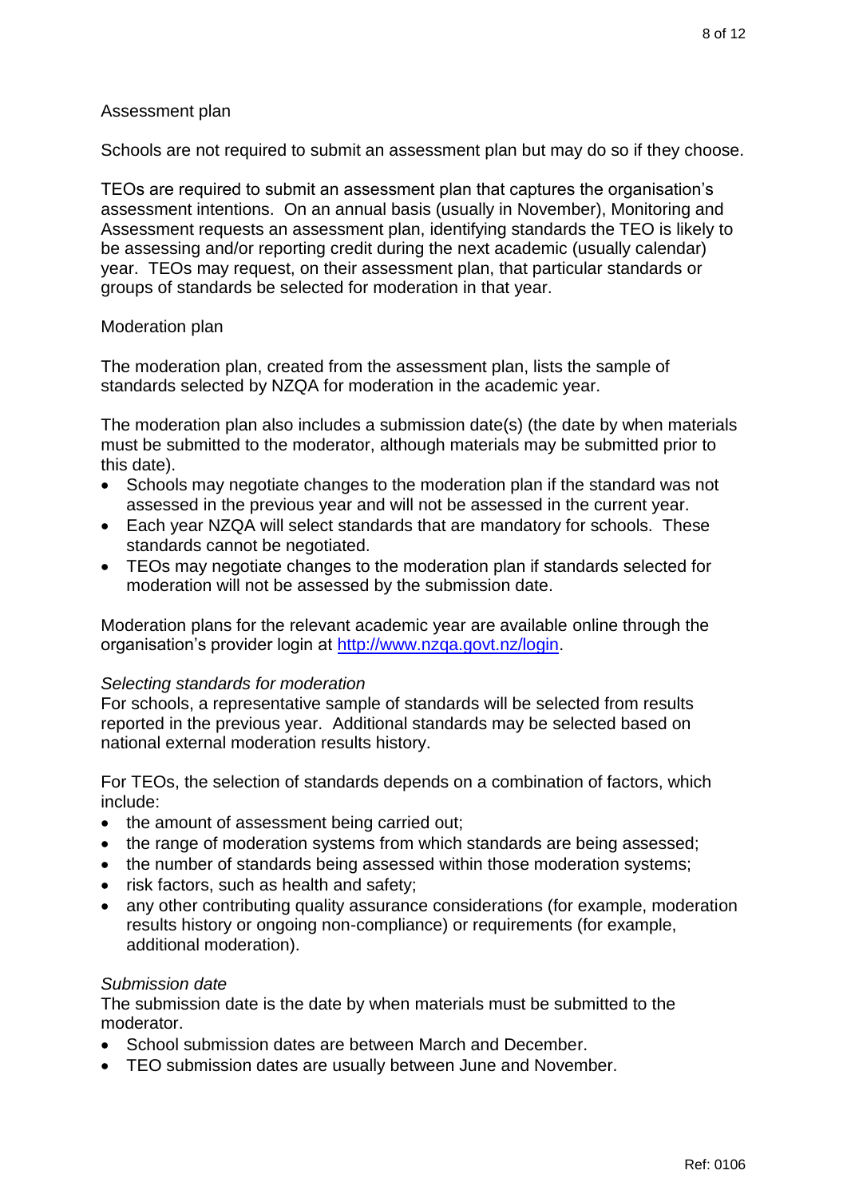Assessment plan

Schools are not required to submit an assessment plan but may do so if they choose.

TEOs are required to submit an assessment plan that captures the organisation's assessment intentions. On an annual basis (usually in November), Monitoring and Assessment requests an assessment plan, identifying standards the TEO is likely to be assessing and/or reporting credit during the next academic (usually calendar) year. TEOs may request, on their assessment plan, that particular standards or groups of standards be selected for moderation in that year.

Moderation plan

The moderation plan, created from the assessment plan, lists the sample of standards selected by NZQA for moderation in the academic year.

The moderation plan also includes a submission date(s) (the date by when materials must be submitted to the moderator, although materials may be submitted prior to this date).

- Schools may negotiate changes to the moderation plan if the standard was not assessed in the previous year and will not be assessed in the current year.
- Each year NZQA will select standards that are mandatory for schools. These standards cannot be negotiated.
- TEOs may negotiate changes to the moderation plan if standards selected for moderation will not be assessed by the submission date.

Moderation plans for the relevant academic year are available online through the organisation's provider login at [http://www.nzqa.govt.nz/login](http://www.nzqa.govt.nz/login).

*Selecting standards for moderation*
For schools, a representative sample of standards will be selected from results reported in the previous year. Additional standards may be selected based on national external moderation results history.

For TEOs, the selection of standards depends on a combination of factors, which include:

- the amount of assessment being carried out;
- the range of moderation systems from which standards are being assessed;
- the number of standards being assessed within those moderation systems;
- risk factors, such as health and safety;
- any other contributing quality assurance considerations (for example, moderation results history or ongoing non-compliance) or requirements (for example, additional moderation).

*Submission date*
The submission date is the date by when materials must be submitted to the moderator.

- School submission dates are between March and December.
- TEO submission dates are usually between June and November.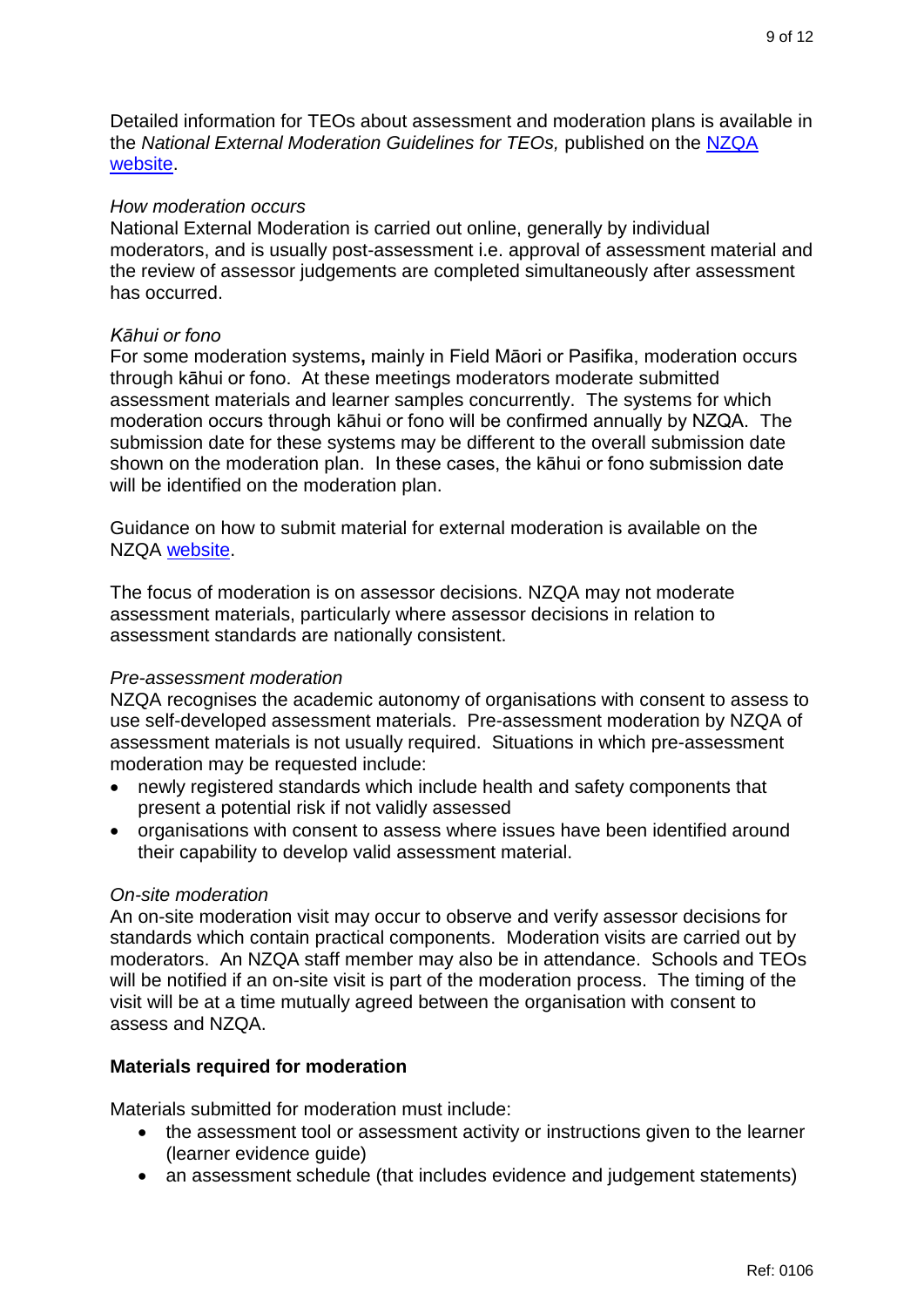Detailed information for TEOs about assessment and moderation plans is available in the *National External Moderation Guidelines for TEOs,* published on the [NZQA website](#).

*How moderation occurs*

National External Moderation is carried out online, generally by individual moderators, and is usually post-assessment i.e. approval of assessment material and the review of assessor judgements are completed simultaneously after assessment has occurred.

*Kāhui or fono*

For some moderation systems**,** mainly in Field Māori or Pasifika, moderation occurs through kāhui or fono. At these meetings moderators moderate submitted assessment materials and learner samples concurrently. The systems for which moderation occurs through kāhui or fono will be confirmed annually by NZQA. The submission date for these systems may be different to the overall submission date shown on the moderation plan. In these cases, the kāhui or fono submission date will be identified on the moderation plan.

Guidance on how to submit material for external moderation is available on the NZQA [website](#).

The focus of moderation is on assessor decisions. NZQA may not moderate assessment materials, particularly where assessor decisions in relation to assessment standards are nationally consistent.

*Pre-assessment moderation*

NZQA recognises the academic autonomy of organisations with consent to assess to use self-developed assessment materials. Pre-assessment moderation by NZQA of assessment materials is not usually required. Situations in which pre-assessment moderation may be requested include:

- newly registered standards which include health and safety components that present a potential risk if not validly assessed
- organisations with consent to assess where issues have been identified around their capability to develop valid assessment material.

*On-site moderation*

An on-site moderation visit may occur to observe and verify assessor decisions for standards which contain practical components. Moderation visits are carried out by moderators. An NZQA staff member may also be in attendance. Schools and TEOs will be notified if an on-site visit is part of the moderation process. The timing of the visit will be at a time mutually agreed between the organisation with consent to assess and NZQA.

**Materials required for moderation**

Materials submitted for moderation must include:

- the assessment tool or assessment activity or instructions given to the learner (learner evidence guide)
- an assessment schedule (that includes evidence and judgement statements)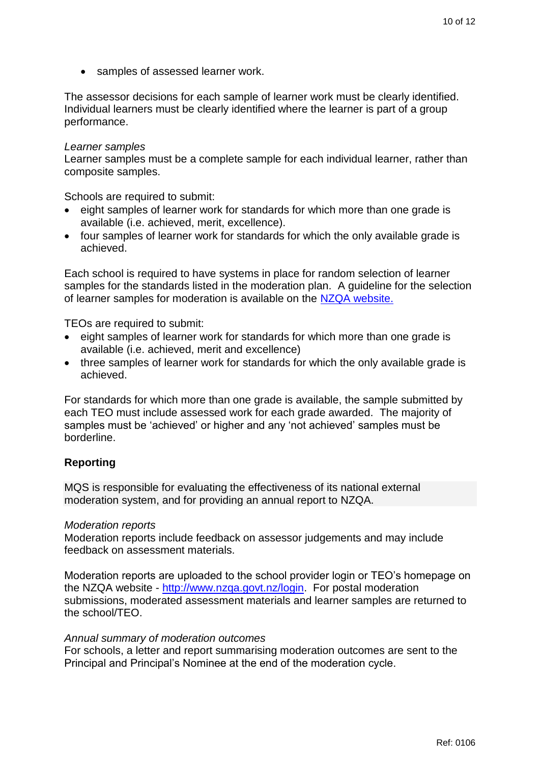- samples of assessed learner work.

The assessor decisions for each sample of learner work must be clearly identified. Individual learners must be clearly identified where the learner is part of a group performance.

*Learner samples*
Learner samples must be a complete sample for each individual learner, rather than composite samples.

Schools are required to submit:

- eight samples of learner work for standards for which more than one grade is available (i.e. achieved, merit, excellence).
- four samples of learner work for standards for which the only available grade is achieved.

Each school is required to have systems in place for random selection of learner samples for the standards listed in the moderation plan. A guideline for the selection of learner samples for moderation is available on the [NZQA website.](#)

TEOs are required to submit:

- eight samples of learner work for standards for which more than one grade is available (i.e. achieved, merit and excellence)
- three samples of learner work for standards for which the only available grade is achieved.

For standards for which more than one grade is available, the sample submitted by each TEO must include assessed work for each grade awarded. The majority of samples must be 'achieved' or higher and any 'not achieved' samples must be borderline.

**Reporting**

MQS is responsible for evaluating the effectiveness of its national external moderation system, and for providing an annual report to NZQA.

*Moderation reports*
Moderation reports include feedback on assessor judgements and may include feedback on assessment materials.

Moderation reports are uploaded to the school provider login or TEO's homepage on the NZQA website - [http://www.nzqa.govt.nz/login](http://www.nzqa.govt.nz/login). For postal moderation submissions, moderated assessment materials and learner samples are returned to the school/TEO.

*Annual summary of moderation outcomes*
For schools, a letter and report summarising moderation outcomes are sent to the Principal and Principal's Nominee at the end of the moderation cycle.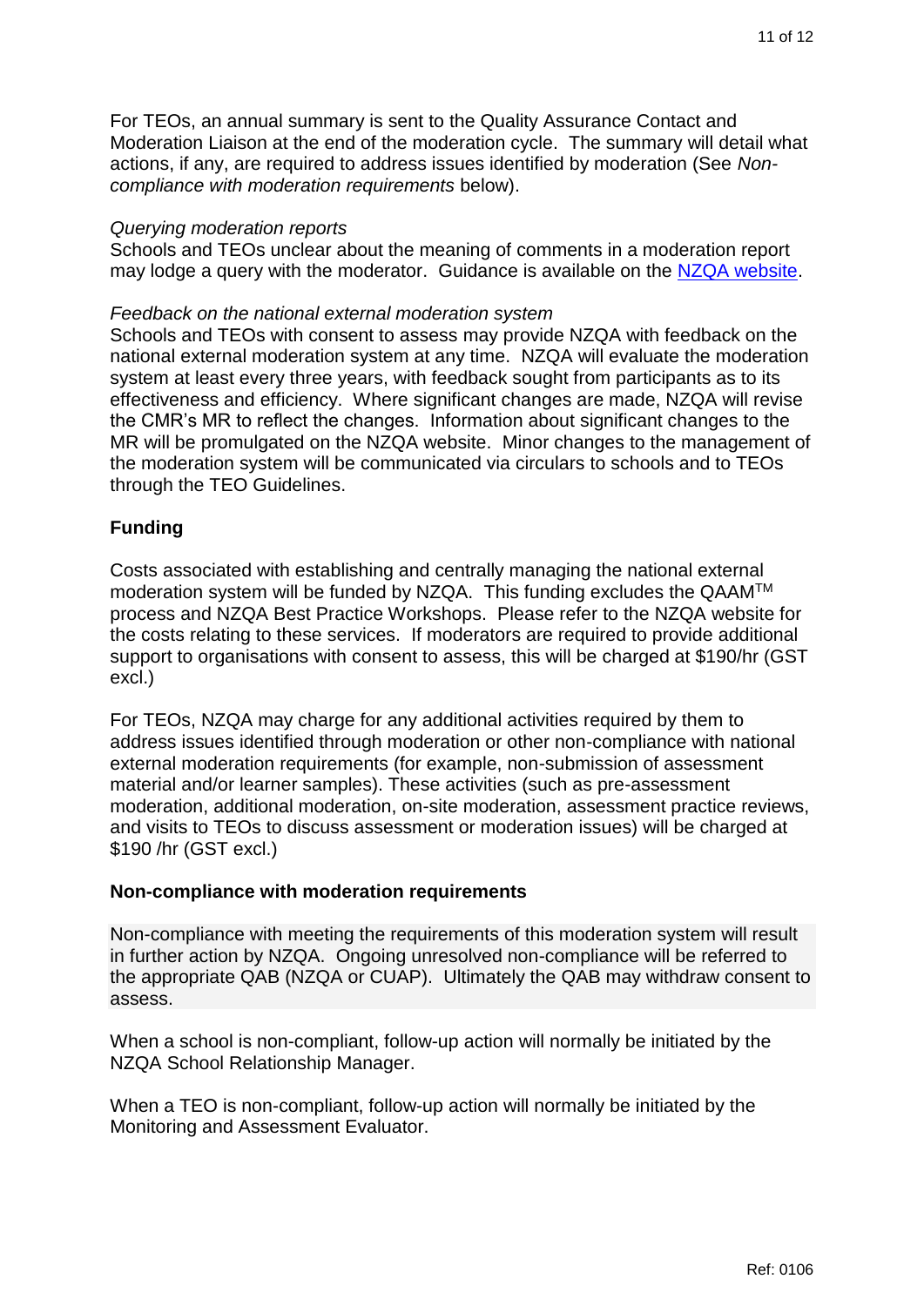For TEOs, an annual summary is sent to the Quality Assurance Contact and Moderation Liaison at the end of the moderation cycle. The summary will detail what actions, if any, are required to address issues identified by moderation (See *Non-compliance with moderation requirements* below).

*Querying moderation reports*

Schools and TEOs unclear about the meaning of comments in a moderation report may lodge a query with the moderator. Guidance is available on the [NZQA website](#).

*Feedback on the national external moderation system*

Schools and TEOs with consent to assess may provide NZQA with feedback on the national external moderation system at any time. NZQA will evaluate the moderation system at least every three years, with feedback sought from participants as to its effectiveness and efficiency. Where significant changes are made, NZQA will revise the CMR's MR to reflect the changes. Information about significant changes to the MR will be promulgated on the NZQA website. Minor changes to the management of the moderation system will be communicated via circulars to schools and to TEOs through the TEO Guidelines.

**Funding**

Costs associated with establishing and centrally managing the national external moderation system will be funded by NZQA. This funding excludes the QAAM™ process and NZQA Best Practice Workshops. Please refer to the NZQA website for the costs relating to these services. If moderators are required to provide additional support to organisations with consent to assess, this will be charged at $190/hr (GST excl.)

For TEOs, NZQA may charge for any additional activities required by them to address issues identified through moderation or other non-compliance with national external moderation requirements (for example, non-submission of assessment material and/or learner samples). These activities (such as pre-assessment moderation, additional moderation, on-site moderation, assessment practice reviews, and visits to TEOs to discuss assessment or moderation issues) will be charged at $190 /hr (GST excl.)

**Non-compliance with moderation requirements**

Non-compliance with meeting the requirements of this moderation system will result in further action by NZQA. Ongoing unresolved non-compliance will be referred to the appropriate QAB (NZQA or CUAP). Ultimately the QAB may withdraw consent to assess.

When a school is non-compliant, follow-up action will normally be initiated by the NZQA School Relationship Manager.

When a TEO is non-compliant, follow-up action will normally be initiated by the Monitoring and Assessment Evaluator.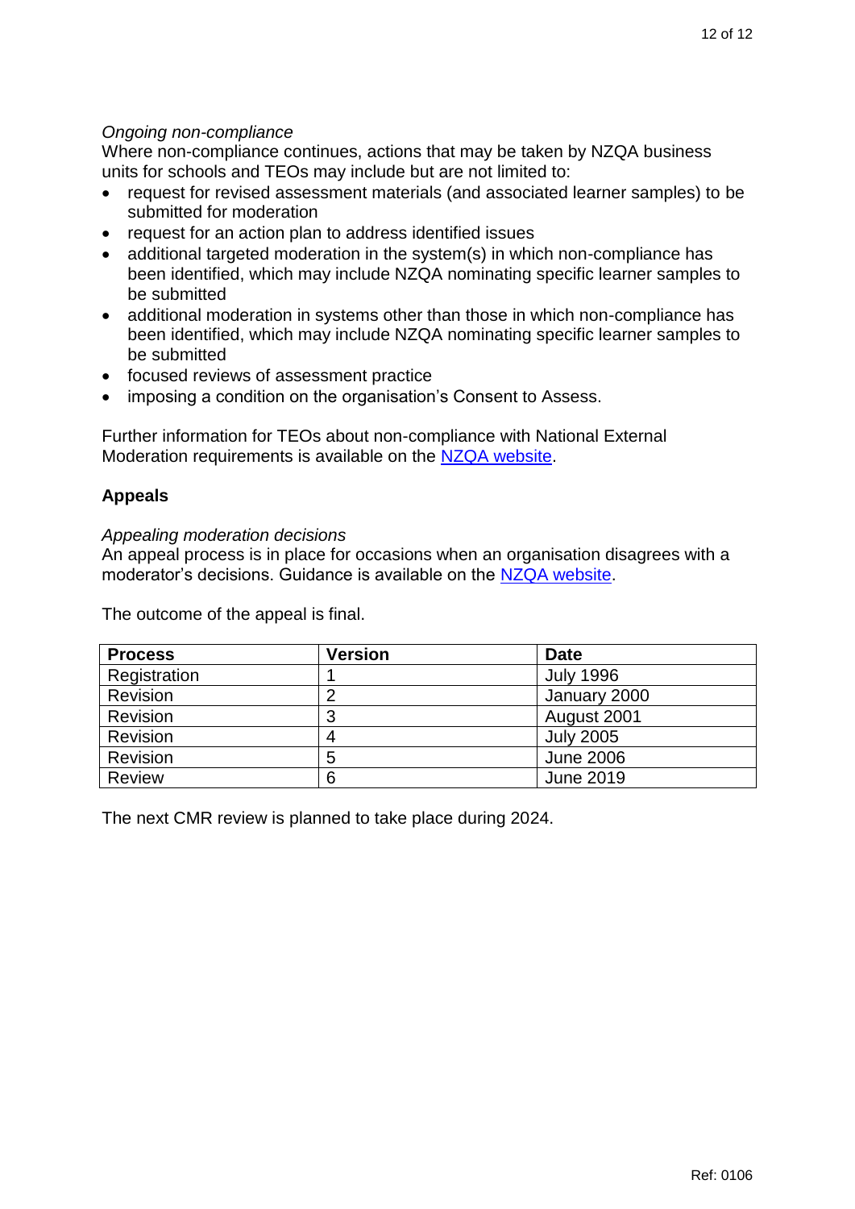*Ongoing non-compliance*
Where non-compliance continues, actions that may be taken by NZQA business units for schools and TEOs may include but are not limited to:

- request for revised assessment materials (and associated learner samples) to be submitted for moderation
- request for an action plan to address identified issues
- additional targeted moderation in the system(s) in which non-compliance has been identified, which may include NZQA nominating specific learner samples to be submitted
- additional moderation in systems other than those in which non-compliance has been identified, which may include NZQA nominating specific learner samples to be submitted
- focused reviews of assessment practice
- imposing a condition on the organisation's Consent to Assess.

Further information for TEOs about non-compliance with National External Moderation requirements is available on the NZQA website.

**Appeals**

*Appealing moderation decisions*
An appeal process is in place for occasions when an organisation disagrees with a moderator's decisions. Guidance is available on the NZQA website.

The outcome of the appeal is final.

| Process | Version | Date |
|---|---|---|
| Registration | 1 | July 1996 |
| Revision | 2 | January 2000 |
| Revision | 3 | August 2001 |
| Revision | 4 | July 2005 |
| Revision | 5 | June 2006 |
| Review | 6 | June 2019 |

The next CMR review is planned to take place during 2024.

Ref: 0106